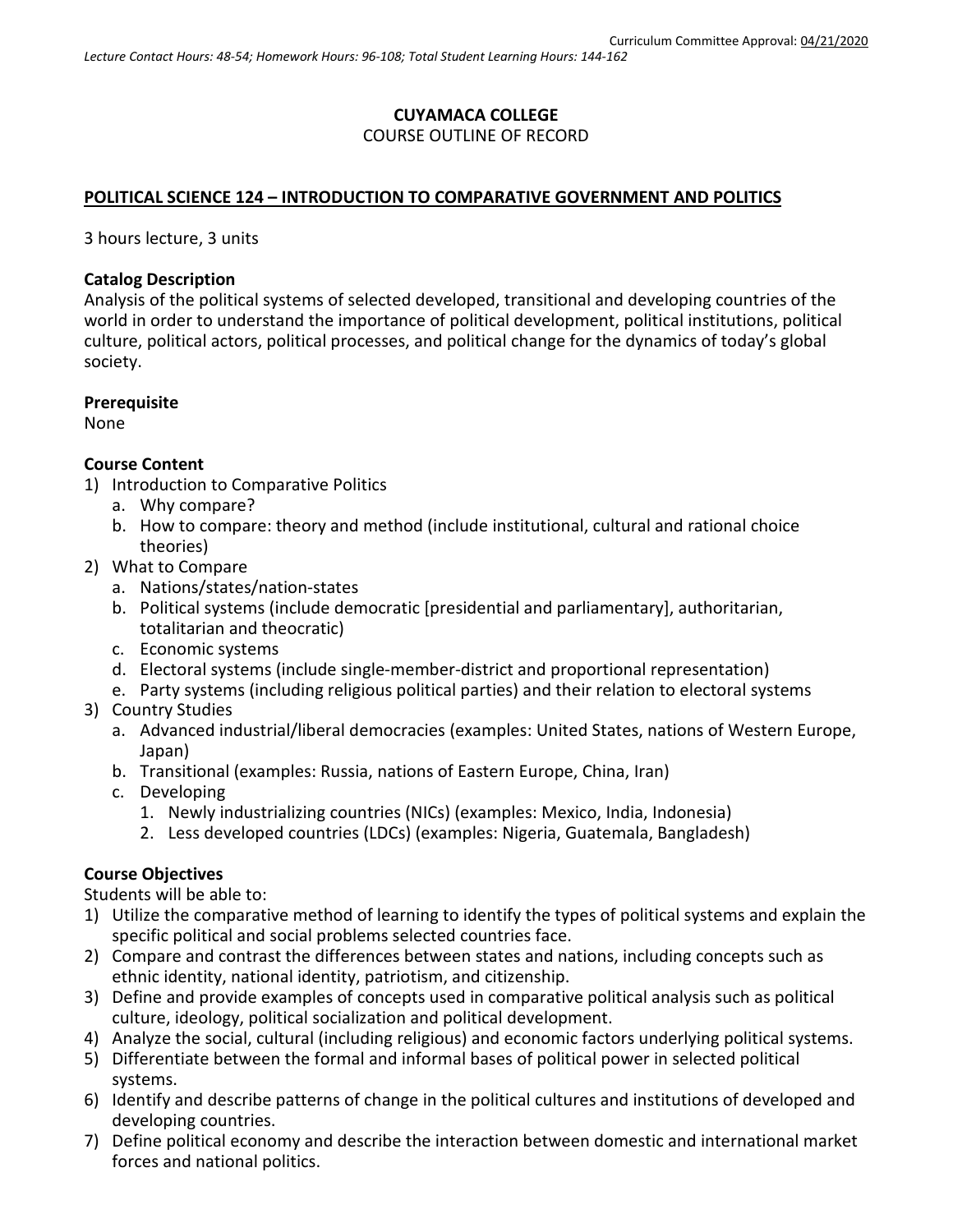Curriculum Committee Approval: 04/21/2020

*Lecture Contact Hours: 48-54; Homework Hours: 96-108; Total Student Learning Hours: 144-162*

**CUYAMACA COLLEGE**
COURSE OUTLINE OF RECORD

**POLITICAL SCIENCE 124 – INTRODUCTION TO COMPARATIVE GOVERNMENT AND POLITICS**

3 hours lecture, 3 units

**Catalog Description**
Analysis of the political systems of selected developed, transitional and developing countries of the world in order to understand the importance of political development, political institutions, political culture, political actors, political processes, and political change for the dynamics of today's global society.

**Prerequisite**
None

**Course Content**

1) Introduction to Comparative Politics
   a. Why compare?
   b. How to compare: theory and method (include institutional, cultural and rational choice theories)
2) What to Compare
   a. Nations/states/nation-states
   b. Political systems (include democratic [presidential and parliamentary], authoritarian, totalitarian and theocratic)
   c. Economic systems
   d. Electoral systems (include single-member-district and proportional representation)
   e. Party systems (including religious political parties) and their relation to electoral systems
3) Country Studies
   a. Advanced industrial/liberal democracies (examples: United States, nations of Western Europe, Japan)
   b. Transitional (examples: Russia, nations of Eastern Europe, China, Iran)
   c. Developing
      1. Newly industrializing countries (NICs) (examples: Mexico, India, Indonesia)
      2. Less developed countries (LDCs) (examples: Nigeria, Guatemala, Bangladesh)

**Course Objectives**
Students will be able to:

1) Utilize the comparative method of learning to identify the types of political systems and explain the specific political and social problems selected countries face.
2) Compare and contrast the differences between states and nations, including concepts such as ethnic identity, national identity, patriotism, and citizenship.
3) Define and provide examples of concepts used in comparative political analysis such as political culture, ideology, political socialization and political development.
4) Analyze the social, cultural (including religious) and economic factors underlying political systems.
5) Differentiate between the formal and informal bases of political power in selected political systems.
6) Identify and describe patterns of change in the political cultures and institutions of developed and developing countries.
7) Define political economy and describe the interaction between domestic and international market forces and national politics.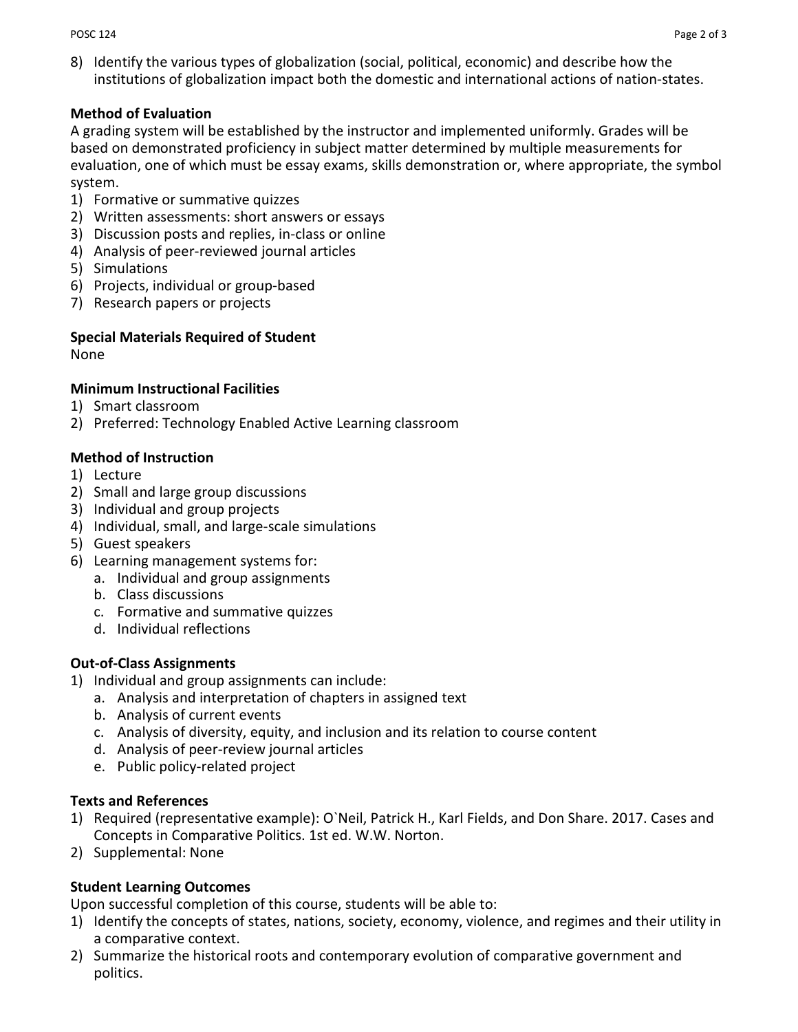8) Identify the various types of globalization (social, political, economic) and describe how the institutions of globalization impact both the domestic and international actions of nation-states.

**Method of Evaluation**

A grading system will be established by the instructor and implemented uniformly. Grades will be based on demonstrated proficiency in subject matter determined by multiple measurements for evaluation, one of which must be essay exams, skills demonstration or, where appropriate, the symbol system.

1) Formative or summative quizzes
2) Written assessments: short answers or essays
3) Discussion posts and replies, in-class or online
4) Analysis of peer-reviewed journal articles
5) Simulations
6) Projects, individual or group-based
7) Research papers or projects

**Special Materials Required of Student**

None

**Minimum Instructional Facilities**

1) Smart classroom
2) Preferred: Technology Enabled Active Learning classroom

**Method of Instruction**

1) Lecture
2) Small and large group discussions
3) Individual and group projects
4) Individual, small, and large-scale simulations
5) Guest speakers
6) Learning management systems for:
   a. Individual and group assignments
   b. Class discussions
   c. Formative and summative quizzes
   d. Individual reflections

**Out-of-Class Assignments**

1) Individual and group assignments can include:
   a. Analysis and interpretation of chapters in assigned text
   b. Analysis of current events
   c. Analysis of diversity, equity, and inclusion and its relation to course content
   d. Analysis of peer-review journal articles
   e. Public policy-related project

**Texts and References**

1) Required (representative example): O`Neil, Patrick H., Karl Fields, and Don Share. 2017. Cases and Concepts in Comparative Politics. 1st ed. W.W. Norton.
2) Supplemental: None

**Student Learning Outcomes**

Upon successful completion of this course, students will be able to:

1) Identify the concepts of states, nations, society, economy, violence, and regimes and their utility in a comparative context.
2) Summarize the historical roots and contemporary evolution of comparative government and politics.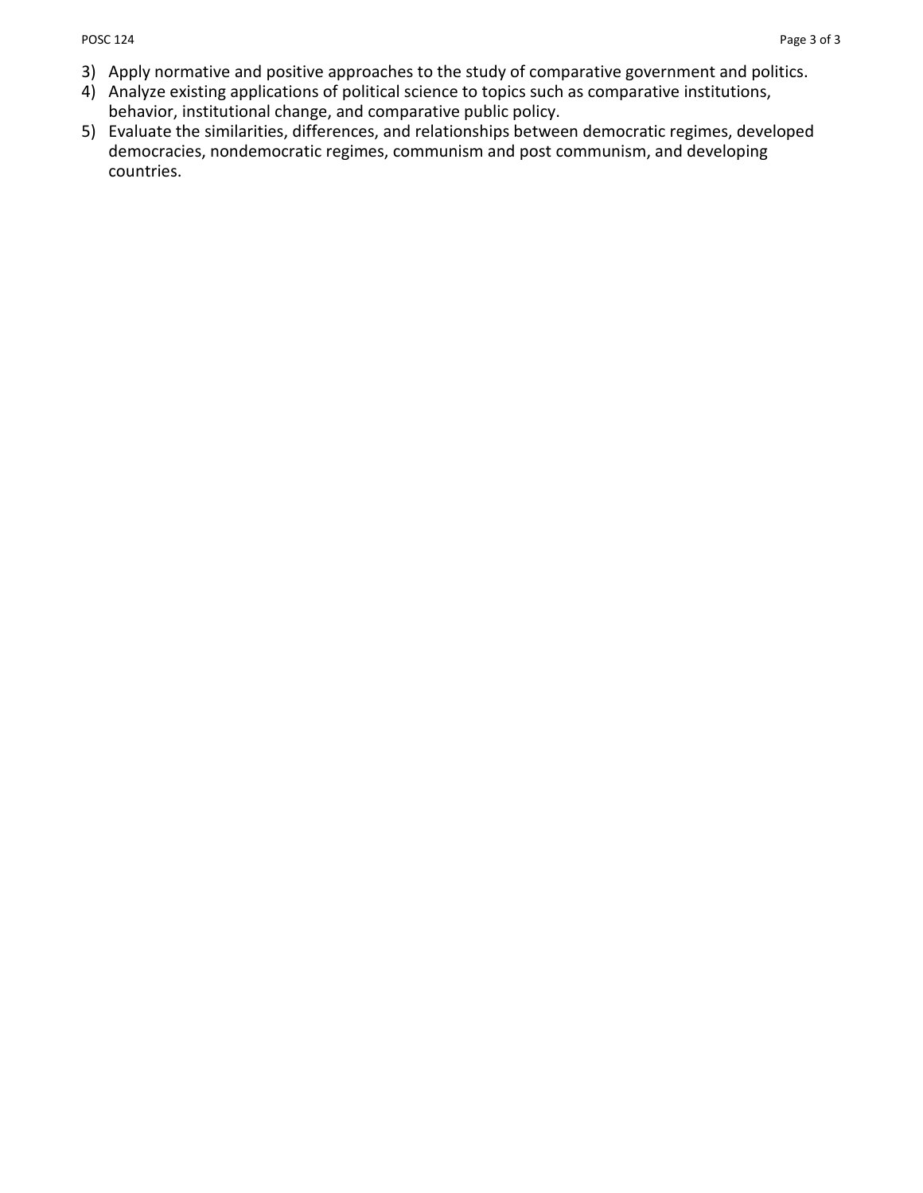3) Apply normative and positive approaches to the study of comparative government and politics.
4) Analyze existing applications of political science to topics such as comparative institutions, behavior, institutional change, and comparative public policy.
5) Evaluate the similarities, differences, and relationships between democratic regimes, developed democracies, nondemocratic regimes, communism and post communism, and developing countries.